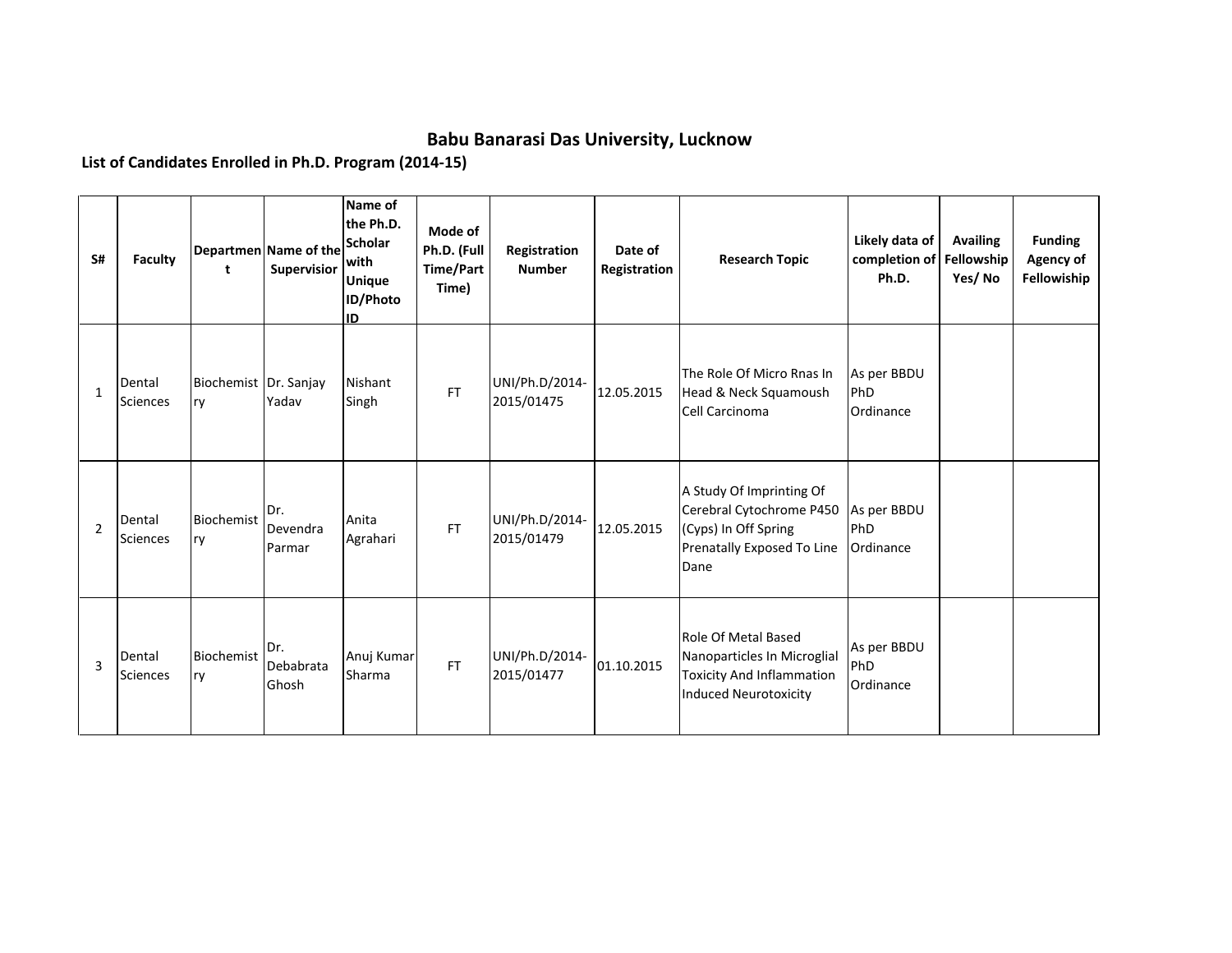# Babu Banarasi Das University, Lucknow

## List of Candidates Enrolled in Ph.D. Program (2014-15)

| S# | Faculty | Department | Name of the Supervisior | Name of the Ph.D. Scholar with Unique ID/Photo ID | Mode of Ph.D. (Full Time/Part Time) | Registration Number | Date of Registration | Research Topic | Likely data of completion of Ph.D. | Availing Fellowship Yes/ No | Funding Agency of Fellowship |
|---|---|---|---|---|---|---|---|---|---|---|---|
| 1 | Dental Sciences | Biochemistry | Dr. Sanjay Yadav | Nishant Singh | FT | UNI/Ph.D/2014-2015/01475 | 12.05.2015 | The Role Of Micro Rnas In Head & Neck Squamoush Cell Carcinoma | As per BBDU PhD Ordinance | | |
| 2 | Dental Sciences | Biochemistry | Dr. Devendra Parmar | Anita Agrahari | FT | UNI/Ph.D/2014-2015/01479 | 12.05.2015 | A Study Of Imprinting Of Cerebral Cytochrome P450 (Cyps) In Off Spring Prenatally Exposed To Line Dane | As per BBDU PhD Ordinance | | |
| 3 | Dental Sciences | Biochemistry | Dr. Debabrata Ghosh | Anuj Kumar Sharma | FT | UNI/Ph.D/2014-2015/01477 | 01.10.2015 | Role Of Metal Based Nanoparticles In Microglial Toxicity And Inflammation Induced Neurotoxicity | As per BBDU PhD Ordinance | | |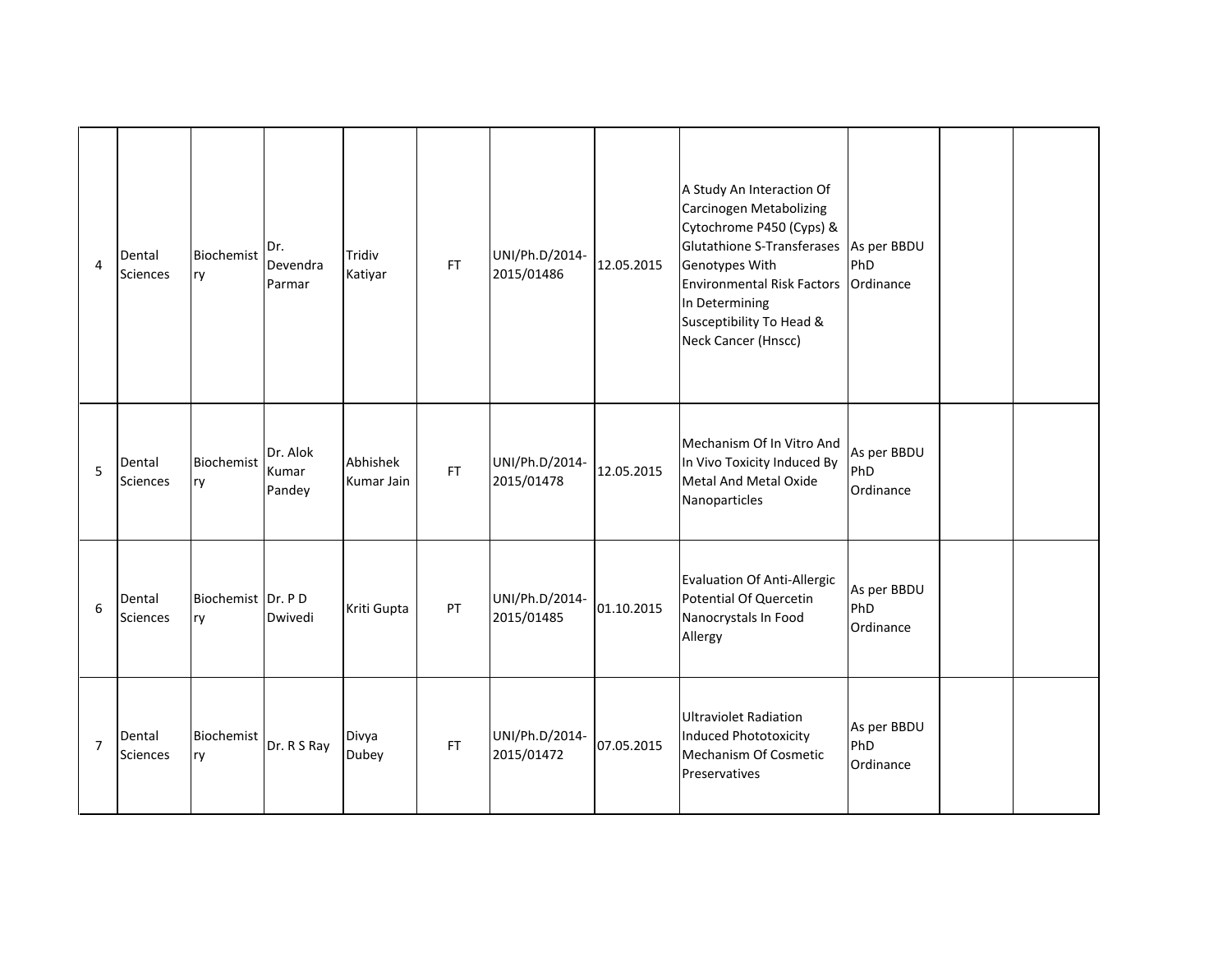|  |  |  |  |  |  |  |  |  |  |  |  |
|---|---|---|---|---|---|---|---|---|---|---|---|
| 4 | Dental Sciences | Biochemistry | Dr. Devendra Parmar | Tridiv Katiyar | FT | UNI/Ph.D/2014-2015/01486 | 12.05.2015 | A Study An Interaction Of Carcinogen Metabolizing Cytochrome P450 (Cyps) & Glutathione S-Transferases Genotypes With Environmental Risk Factors In Determining Susceptibility To Head & Neck Cancer (Hnscc) | As per BBDU PhD Ordinance |  |  |
| 5 | Dental Sciences | Biochemistry | Dr. Alok Kumar Pandey | Abhishek Kumar Jain | FT | UNI/Ph.D/2014-2015/01478 | 12.05.2015 | Mechanism Of In Vitro And In Vivo Toxicity Induced By Metal And Metal Oxide Nanoparticles | As per BBDU PhD Ordinance |  |  |
| 6 | Dental Sciences | Biochemistry | Dr. P D Dwivedi | Kriti Gupta | PT | UNI/Ph.D/2014-2015/01485 | 01.10.2015 | Evaluation Of Anti-Allergic Potential Of Quercetin Nanocrystals In Food Allergy | As per BBDU PhD Ordinance |  |  |
| 7 | Dental Sciences | Biochemistry | Dr. R S Ray | Divya Dubey | FT | UNI/Ph.D/2014-2015/01472 | 07.05.2015 | Ultraviolet Radiation Induced Phototoxicity Mechanism Of Cosmetic Preservatives | As per BBDU PhD Ordinance |  |  |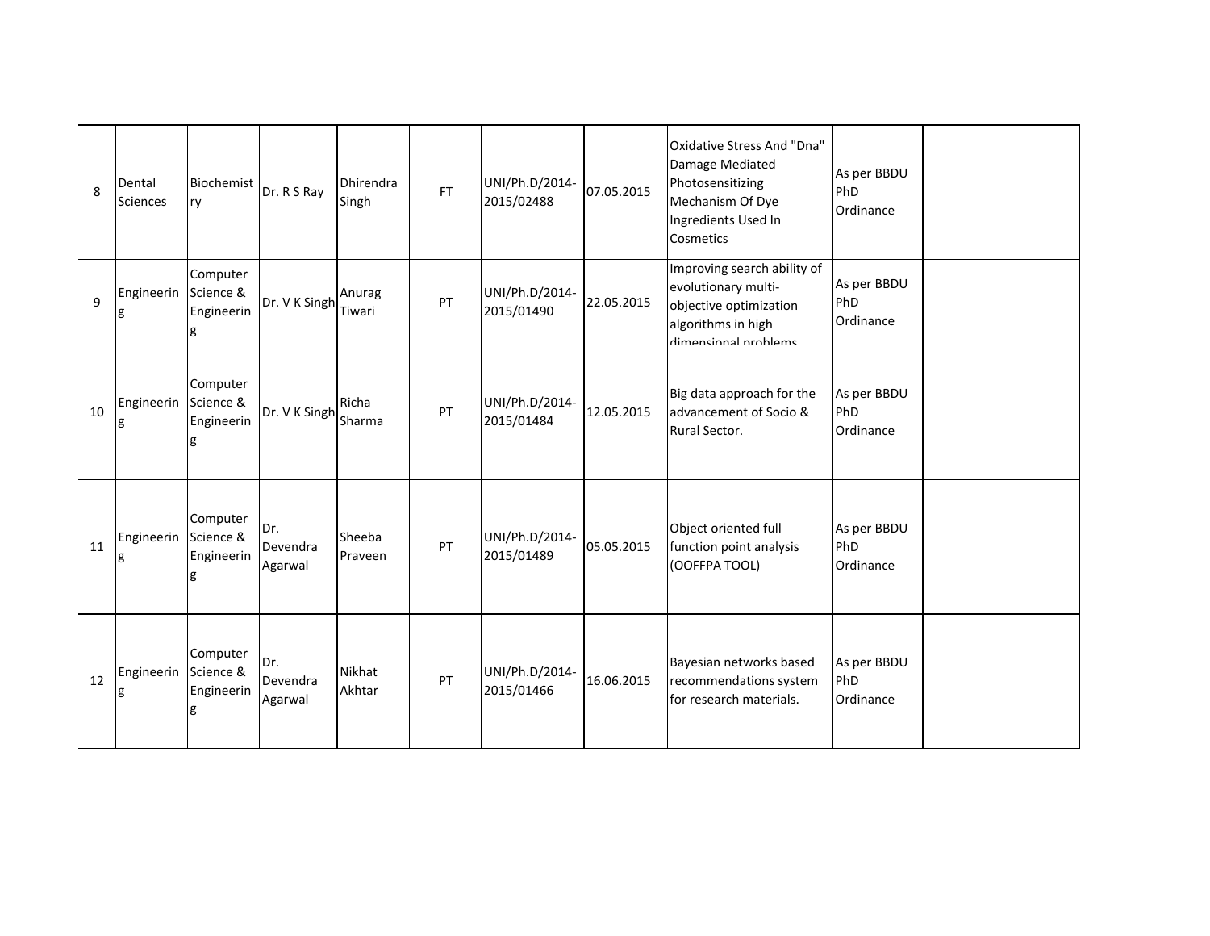| | | | | | | | | | | | |
|---|---|---|---|---|---|---|---|---|---|---|---|
| 8 | Dental Sciences | Biochemistry | Dr. R S Ray | Dhirendra Singh | FT | UNI/Ph.D/2014-2015/02488 | 07.05.2015 | Oxidative Stress And "Dna" Damage Mediated Photosensitizing Mechanism Of Dye Ingredients Used In Cosmetics | As per BBDU PhD Ordinance | | |
| 9 | Engineering | Computer Science & Engineering | Dr. V K Singh | Anurag Tiwari | PT | UNI/Ph.D/2014-2015/01490 | 22.05.2015 | Improving search ability of evolutionary multi-objective optimization algorithms in high dimensional problems | As per BBDU PhD Ordinance | | |
| 10 | Engineering | Computer Science & Engineering | Dr. V K Singh | Richa Sharma | PT | UNI/Ph.D/2014-2015/01484 | 12.05.2015 | Big data approach for the advancement of Socio & Rural Sector. | As per BBDU PhD Ordinance | | |
| 11 | Engineering | Computer Science & Engineering | Dr. Devendra Agarwal | Sheeba Praveen | PT | UNI/Ph.D/2014-2015/01489 | 05.05.2015 | Object oriented full function point analysis (OOFFPA TOOL) | As per BBDU PhD Ordinance | | |
| 12 | Engineering | Computer Science & Engineering | Dr. Devendra Agarwal | Nikhat Akhtar | PT | UNI/Ph.D/2014-2015/01466 | 16.06.2015 | Bayesian networks based recommendations system for research materials. | As per BBDU PhD Ordinance | | |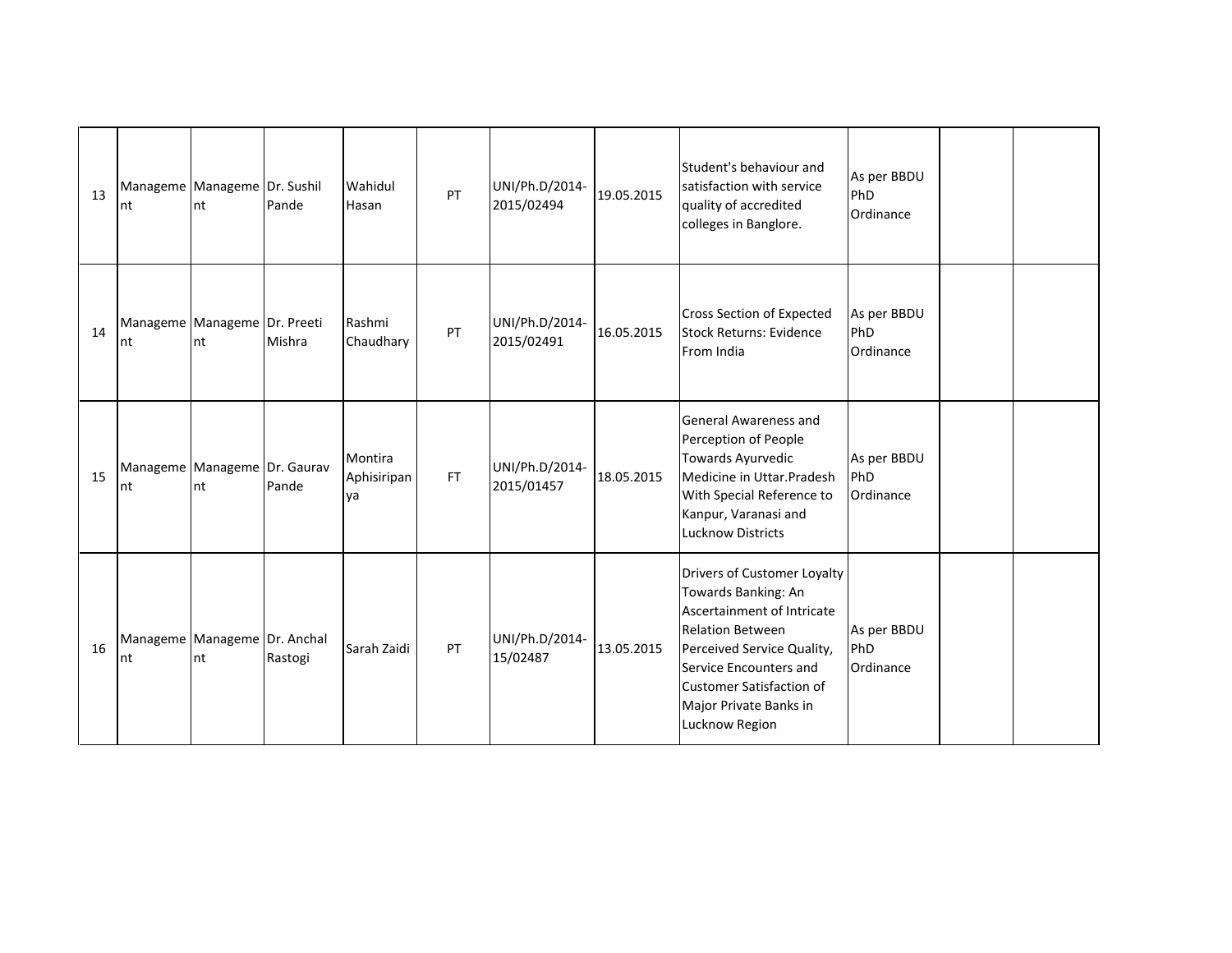| | | | | | | | | | | | |
|---|---|---|---|---|---|---|---|---|---|---|---|
| 13 | Management | Management | Dr. Sushil Pande | Wahidul Hasan | PT | UNI/Ph.D/2014-2015/02494 | 19.05.2015 | Student's behaviour and satisfaction with service quality of accredited colleges in Banglore. | As per BBDU PhD Ordinance | | |
| 14 | Management | Management | Dr. Preeti Mishra | Rashmi Chaudhary | PT | UNI/Ph.D/2014-2015/02491 | 16.05.2015 | Cross Section of Expected Stock Returns: Evidence From India | As per BBDU PhD Ordinance | | |
| 15 | Management | Management | Dr. Gaurav Pande | Montira Aphisiripanya | FT | UNI/Ph.D/2014-2015/01457 | 18.05.2015 | General Awareness and Perception of People Towards Ayurvedic Medicine in Uttar.Pradesh With Special Reference to Kanpur, Varanasi and Lucknow Districts | As per BBDU PhD Ordinance | | |
| 16 | Management | Management | Dr. Anchal Rastogi | Sarah Zaidi | PT | UNI/Ph.D/2014-15/02487 | 13.05.2015 | Drivers of Customer Loyalty Towards Banking: An Ascertainment of Intricate Relation Between Perceived Service Quality, Service Encounters and Customer Satisfaction of Major Private Banks in Lucknow Region | As per BBDU PhD Ordinance | | |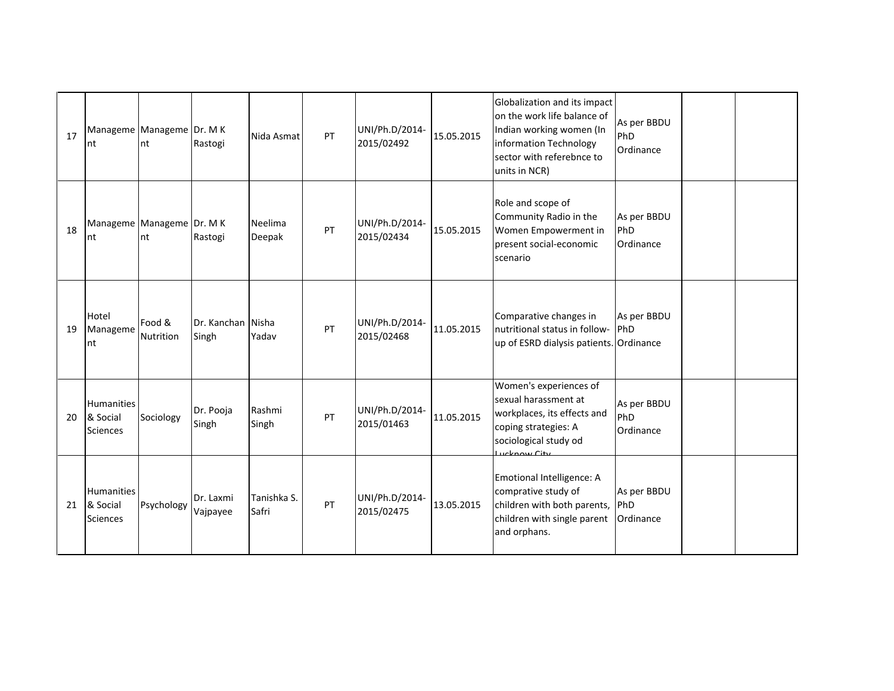| | | | | | | | | | | | |
|---|---|---|---|---|---|---|---|---|---|---|---|
| 17 | Management | Management | Dr. M K Rastogi | Nida Asmat | PT | UNI/Ph.D/2014-2015/02492 | 15.05.2015 | Globalization and its impact on the work life balance of Indian working women (In information Technology sector with referebnce to units in NCR) | As per BBDU PhD Ordinance | | |
| 18 | Management | Management | Dr. M K Rastogi | Neelima Deepak | PT | UNI/Ph.D/2014-2015/02434 | 15.05.2015 | Role and scope of Community Radio in the Women Empowerment in present social-economic scenario | As per BBDU PhD Ordinance | | |
| 19 | Hotel Management | Food & Nutrition | Dr. Kanchan Singh | Nisha Yadav | PT | UNI/Ph.D/2014-2015/02468 | 11.05.2015 | Comparative changes in nutritional status in follow-up of ESRD dialysis patients. | As per BBDU PhD Ordinance | | |
| 20 | Humanities & Social Sciences | Sociology | Dr. Pooja Singh | Rashmi Singh | PT | UNI/Ph.D/2014-2015/01463 | 11.05.2015 | Women's experiences of sexual harassment at workplaces, its effects and coping strategies: A sociological study od Lucknow City | As per BBDU PhD Ordinance | | |
| 21 | Humanities & Social Sciences | Psychology | Dr. Laxmi Vajpayee | Tanishka S. Safri | PT | UNI/Ph.D/2014-2015/02475 | 13.05.2015 | Emotional Intelligence: A comprative study of children with both parents, children with single parent and orphans. | As per BBDU PhD Ordinance | | |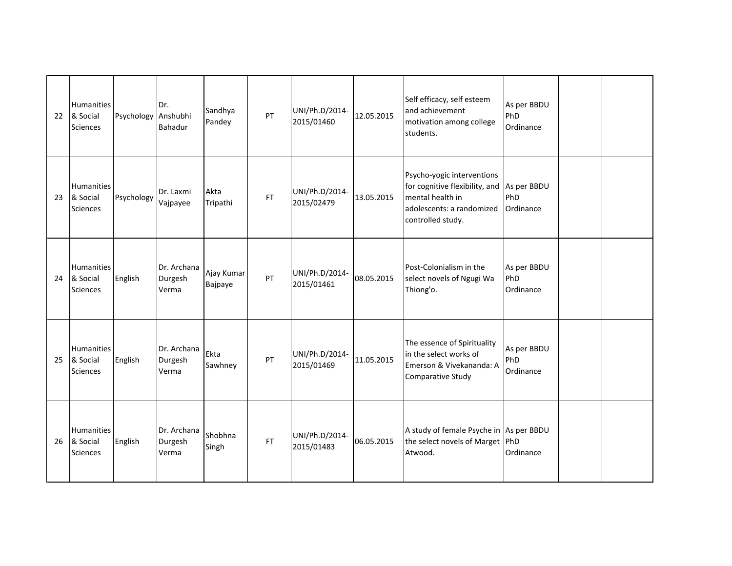| 22 | Humanities & Social Sciences | Psychology | Dr. Anshubhi Bahadur | Sandhya Pandey | PT | UNI/Ph.D/2014-2015/01460 | 12.05.2015 | Self efficacy, self esteem and achievement motivation among college students. | As per BBDU PhD Ordinance | | |
|---|---|---|---|---|---|---|---|---|---|---|---|
| 23 | Humanities & Social Sciences | Psychology | Dr. Laxmi Vajpayee | Akta Tripathi | FT | UNI/Ph.D/2014-2015/02479 | 13.05.2015 | Psycho-yogic interventions for cognitive flexibility, and mental health in adolescents: a randomized controlled study. | As per BBDU PhD Ordinance | | |
| 24 | Humanities & Social Sciences | English | Dr. Archana Durgesh Verma | Ajay Kumar Bajpaye | PT | UNI/Ph.D/2014-2015/01461 | 08.05.2015 | Post-Colonialism in the select novels of Ngugi Wa Thiong'o. | As per BBDU PhD Ordinance | | |
| 25 | Humanities & Social Sciences | English | Dr. Archana Durgesh Verma | Ekta Sawhney | PT | UNI/Ph.D/2014-2015/01469 | 11.05.2015 | The essence of Spirituality in the select works of Emerson & Vivekananda: A Comparative Study | As per BBDU PhD Ordinance | | |
| 26 | Humanities & Social Sciences | English | Dr. Archana Durgesh Verma | Shobhna Singh | FT | UNI/Ph.D/2014-2015/01483 | 06.05.2015 | A study of female Psyche in the select novels of Marget Atwood. | As per BBDU PhD Ordinance | | |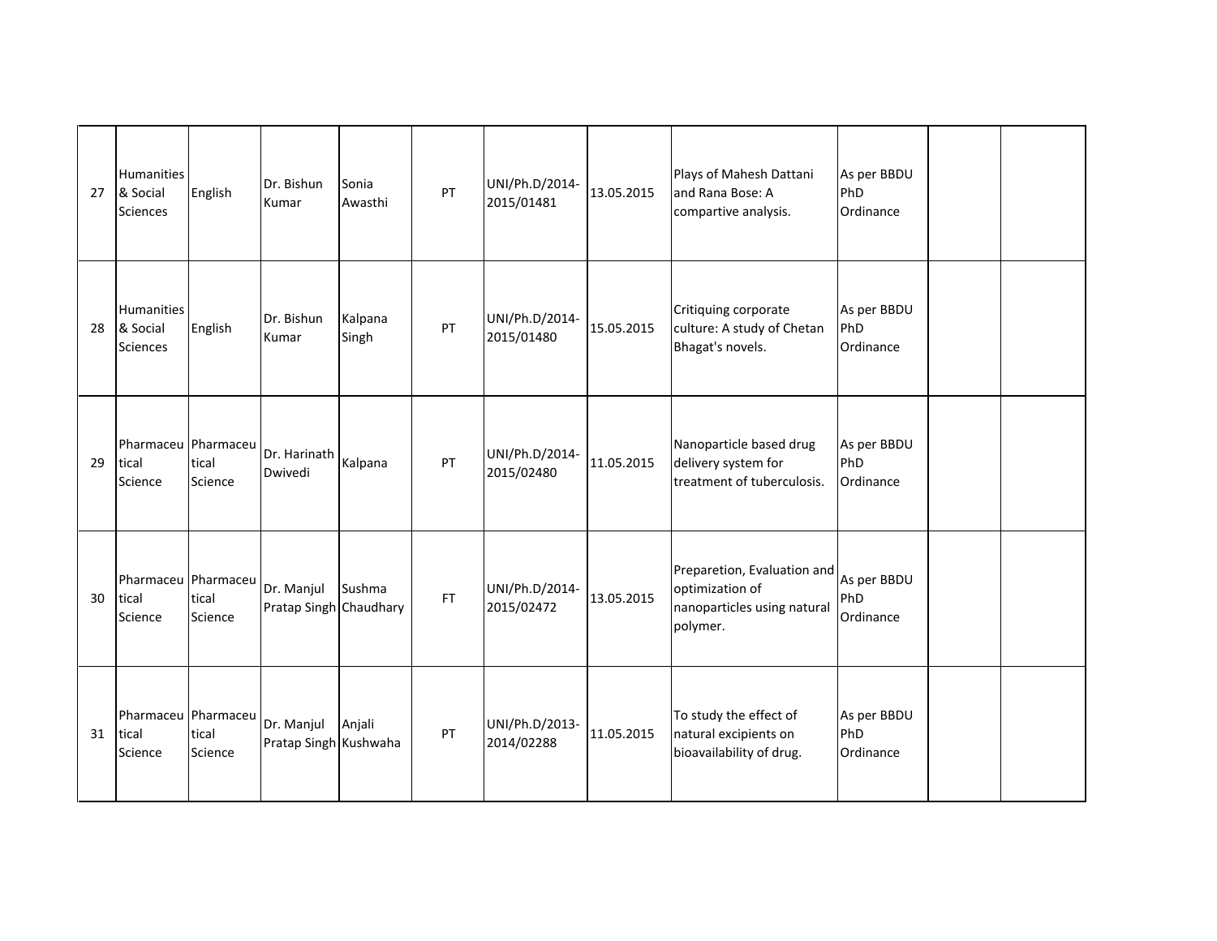| 27 | Humanities & Social Sciences | English | Dr. Bishun Kumar | Sonia Awasthi | PT | UNI/Ph.D/2014-2015/01481 | 13.05.2015 | Plays of Mahesh Dattani and Rana Bose: A compartive analysis. | As per BBDU PhD Ordinance | | |
|---|---|---|---|---|---|---|---|---|---|---|---|
| 28 | Humanities & Social Sciences | English | Dr. Bishun Kumar | Kalpana Singh | PT | UNI/Ph.D/2014-2015/01480 | 15.05.2015 | Critiquing corporate culture: A study of Chetan Bhagat's novels. | As per BBDU PhD Ordinance | | |
| 29 | Pharmaceutical Science | Pharmaceutical Science | Dr. Harinath Dwivedi | Kalpana | PT | UNI/Ph.D/2014-2015/02480 | 11.05.2015 | Nanoparticle based drug delivery system for treatment of tuberculosis. | As per BBDU PhD Ordinance | | |
| 30 | Pharmaceutical Science | Pharmaceutical Science | Dr. Manjul Pratap Singh | Sushma Chaudhary | FT | UNI/Ph.D/2014-2015/02472 | 13.05.2015 | Preparetion, Evaluation and optimization of nanoparticles using natural polymer. | As per BBDU PhD Ordinance | | |
| 31 | Pharmaceutical Science | Pharmaceutical Science | Dr. Manjul Pratap Singh | Anjali Kushwaha | PT | UNI/Ph.D/2013-2014/02288 | 11.05.2015 | To study the effect of natural excipients on bioavailability of drug. | As per BBDU PhD Ordinance | | |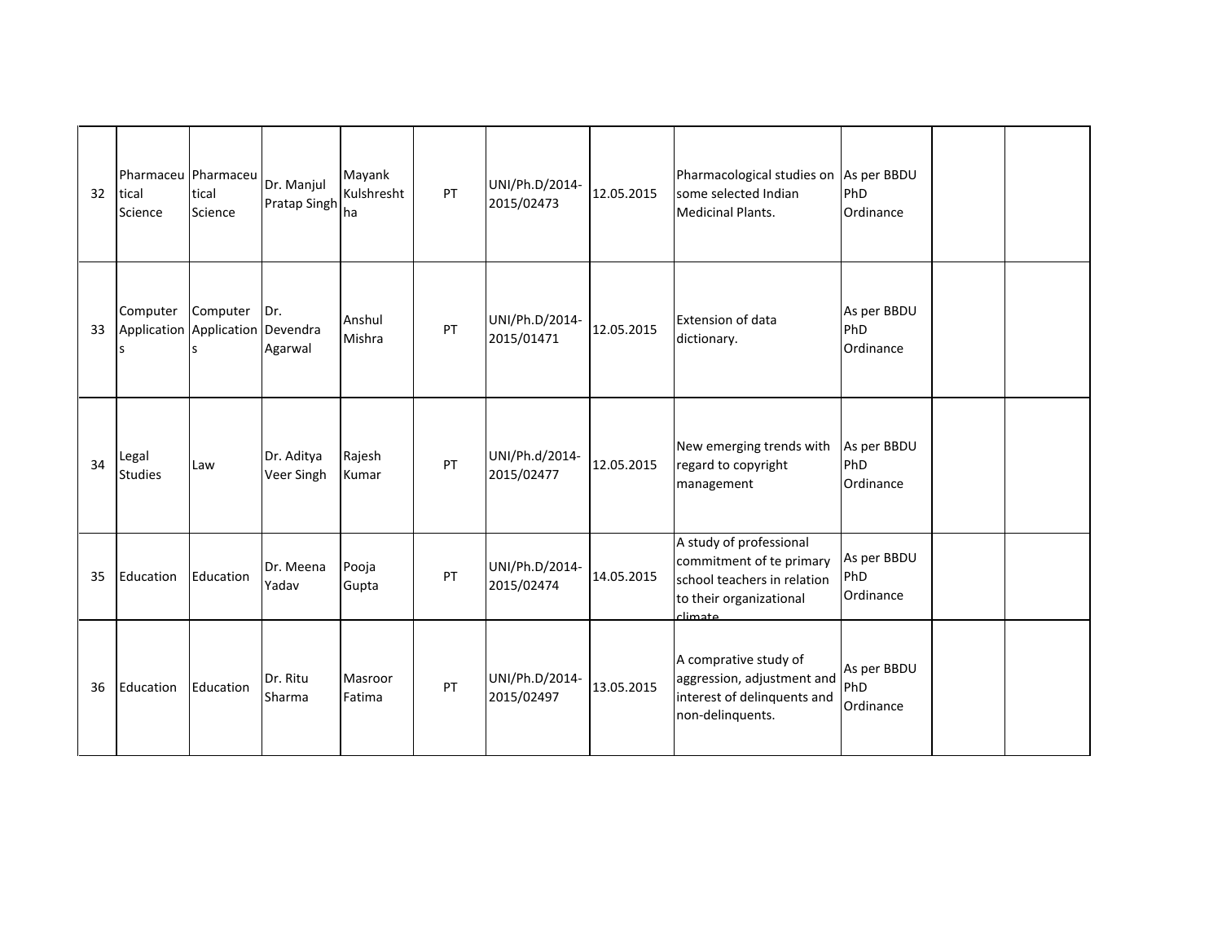| 32 | Pharmaceutical Science | Pharmaceutical Science | Dr. Manjul Pratap Singh | Mayank Kulshrestha | PT | UNI/Ph.D/2014-2015/02473 | 12.05.2015 | Pharmacological studies on some selected Indian Medicinal Plants. | As per BBDU PhD Ordinance | | |
|---|---|---|---|---|---|---|---|---|---|---|---|
| 33 | Computer Applications | Computer Applications | Dr. Devendra Agarwal | Anshul Mishra | PT | UNI/Ph.D/2014-2015/01471 | 12.05.2015 | Extension of data dictionary. | As per BBDU PhD Ordinance | | |
| 34 | Legal Studies | Law | Dr. Aditya Veer Singh | Rajesh Kumar | PT | UNI/Ph.d/2014-2015/02477 | 12.05.2015 | New emerging trends with regard to copyright management | As per BBDU PhD Ordinance | | |
| 35 | Education | Education | Dr. Meena Yadav | Pooja Gupta | PT | UNI/Ph.D/2014-2015/02474 | 14.05.2015 | A study of professional commitment of te primary school teachers in relation to their organizational climate | As per BBDU PhD Ordinance | | |
| 36 | Education | Education | Dr. Ritu Sharma | Masroor Fatima | PT | UNI/Ph.D/2014-2015/02497 | 13.05.2015 | A comprative study of aggression, adjustment and interest of delinquents and non-delinquents. | As per BBDU PhD Ordinance | | |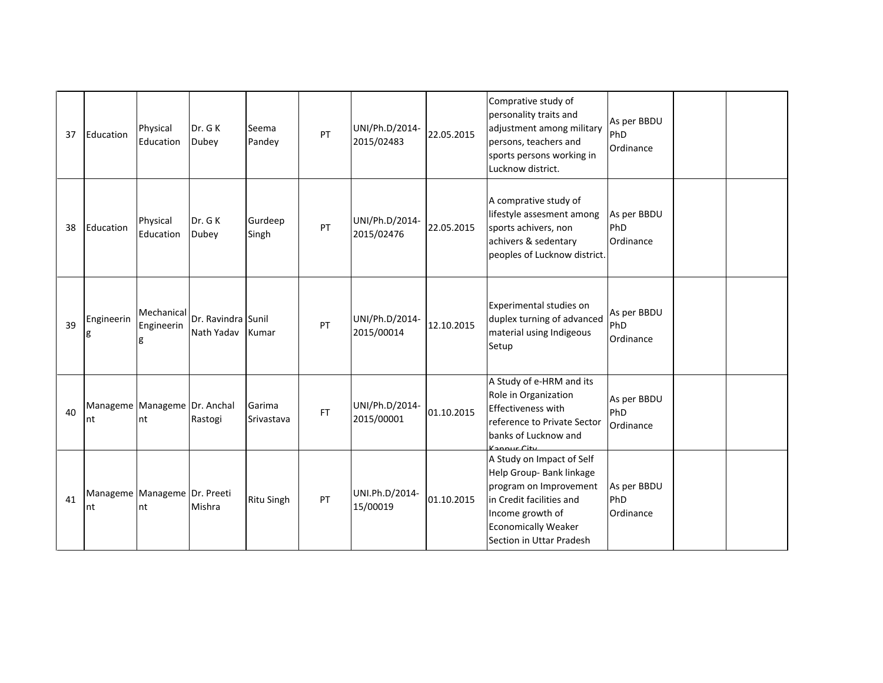| 37 | Education | Physical Education | Dr. G K Dubey | Seema Pandey | PT | UNI/Ph.D/2014-2015/02483 | 22.05.2015 | Comprative study of personality traits and adjustment among military persons, teachers and sports persons working in Lucknow district. | As per BBDU PhD Ordinance | | |
|---|---|---|---|---|---|---|---|---|---|---|---|
| 38 | Education | Physical Education | Dr. G K Dubey | Gurdeep Singh | PT | UNI/Ph.D/2014-2015/02476 | 22.05.2015 | A comprative study of lifestyle assesment among sports achivers, non achivers & sedentary peoples of Lucknow district. | As per BBDU PhD Ordinance | | |
| 39 | Engineering | Mechanical Engineering | Dr. Ravindra Nath Yadav | Sunil Kumar | PT | UNI/Ph.D/2014-2015/00014 | 12.10.2015 | Experimental studies on duplex turning of advanced material using Indigeous Setup | As per BBDU PhD Ordinance | | |
| 40 | Management | Management | Dr. Anchal Rastogi | Garima Srivastava | FT | UNI/Ph.D/2014-2015/00001 | 01.10.2015 | A Study of e-HRM and its Role in Organization Effectiveness with reference to Private Sector banks of Lucknow and Kanpur City | As per BBDU PhD Ordinance | | |
| 41 | Management | Management | Dr. Preeti Mishra | Ritu Singh | PT | UNI.Ph.D/2014-15/00019 | 01.10.2015 | A Study on Impact of Self Help Group- Bank linkage program on Improvement in Credit facilities and Income growth of Economically Weaker Section in Uttar Pradesh | As per BBDU PhD Ordinance | | |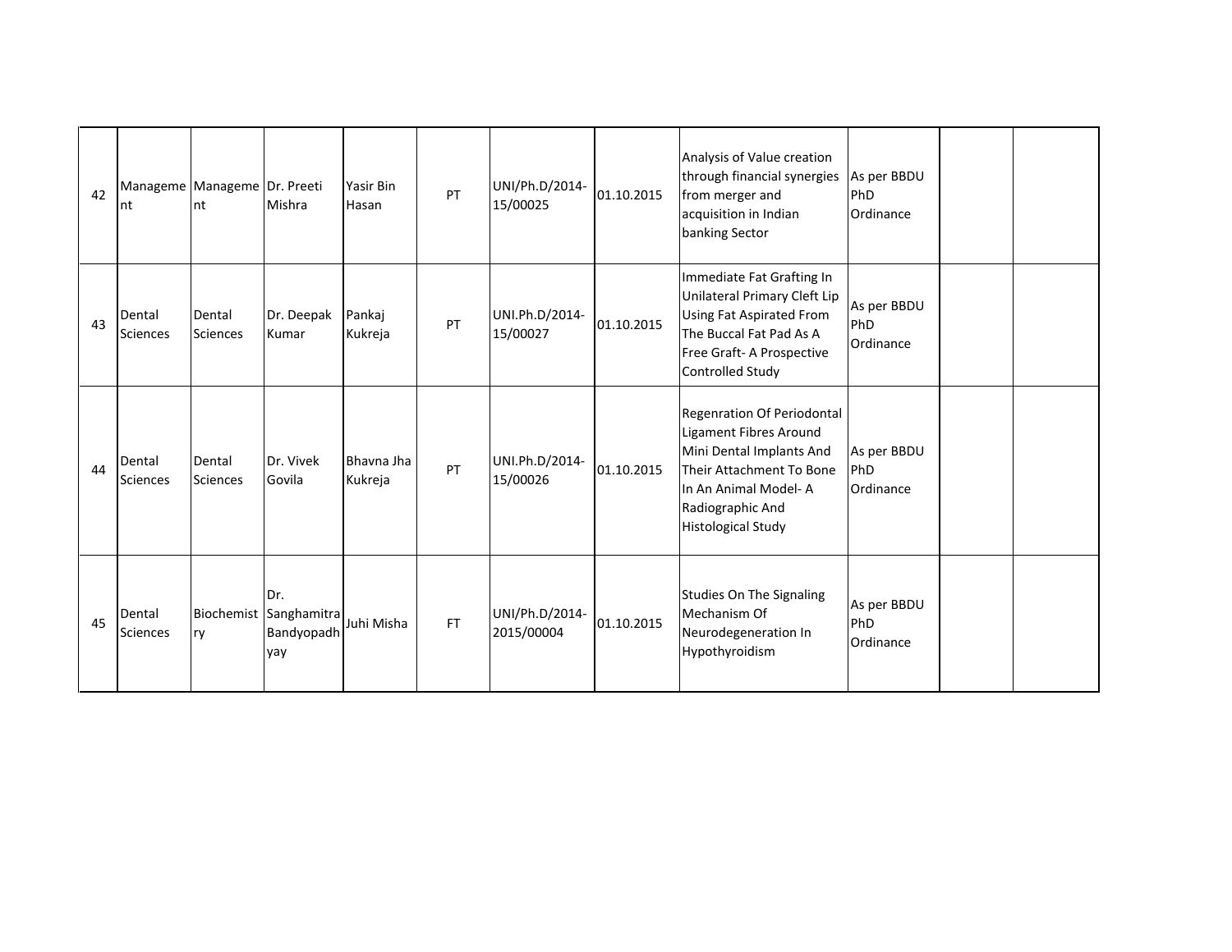| 42 | Management | Management | Dr. Preeti Mishra | Yasir Bin Hasan | PT | UNI/Ph.D/2014-15/00025 | 01.10.2015 | Analysis of Value creation through financial synergies from merger and acquisition in Indian banking Sector | As per BBDU PhD Ordinance | | |
|---|---|---|---|---|---|---|---|---|---|---|---|
| 43 | Dental Sciences | Dental Sciences | Dr. Deepak Kumar | Pankaj Kukreja | PT | UNI.Ph.D/2014-15/00027 | 01.10.2015 | Immediate Fat Grafting In Unilateral Primary Cleft Lip Using Fat Aspirated From The Buccal Fat Pad As A Free Graft- A Prospective Controlled Study | As per BBDU PhD Ordinance | | |
| 44 | Dental Sciences | Dental Sciences | Dr. Vivek Govila | Bhavna Jha Kukreja | PT | UNI.Ph.D/2014-15/00026 | 01.10.2015 | Regenration Of Periodontal Ligament Fibres Around Mini Dental Implants And Their Attachment To Bone In An Animal Model- A Radiographic And Histological Study | As per BBDU PhD Ordinance | | |
| 45 | Dental Sciences | Biochemistry | Dr. Sanghamitra Bandyopadhyay | Juhi Misha | FT | UNI/Ph.D/2014-2015/00004 | 01.10.2015 | Studies On The Signaling Mechanism Of Neurodegeneration In Hypothyroidism | As per BBDU PhD Ordinance | | |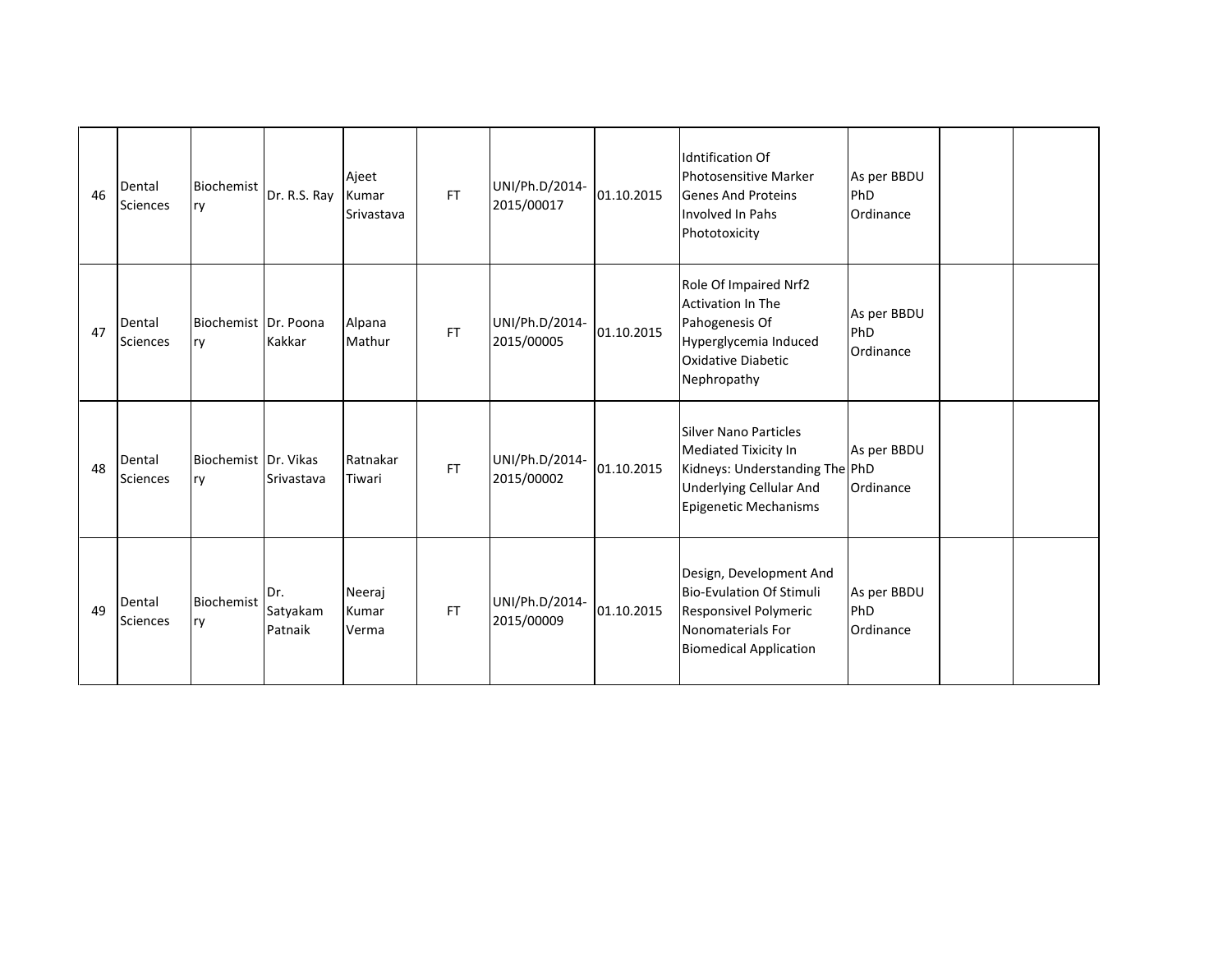| 46 | Dental Sciences | Biochemistry | Dr. R.S. Ray | Ajeet Kumar Srivastava | FT | UNI/Ph.D/2014-2015/00017 | 01.10.2015 | Idntification Of Photosensitive Marker Genes And Proteins Involved In Pahs Phototoxicity | As per BBDU PhD Ordinance | | |
|---|---|---|---|---|---|---|---|---|---|---|---|
| 47 | Dental Sciences | Biochemistry | Dr. Poona Kakkar | Alpana Mathur | FT | UNI/Ph.D/2014-2015/00005 | 01.10.2015 | Role Of Impaired Nrf2 Activation In The Pahogenesis Of Hyperglycemia Induced Oxidative Diabetic Nephropathy | As per BBDU PhD Ordinance | | |
| 48 | Dental Sciences | Biochemistry | Dr. Vikas Srivastava | Ratnakar Tiwari | FT | UNI/Ph.D/2014-2015/00002 | 01.10.2015 | Silver Nano Particles Mediated Tixicity In Kidneys: Understanding The Underlying Cellular And Epigenetic Mechanisms | As per BBDU PhD Ordinance | | |
| 49 | Dental Sciences | Biochemistry | Dr. Satyakam Patnaik | Neeraj Kumar Verma | FT | UNI/Ph.D/2014-2015/00009 | 01.10.2015 | Design, Development And Bio-Evulation Of Stimuli Responsivel Polymeric Nonomaterials For Biomedical Application | As per BBDU PhD Ordinance | | |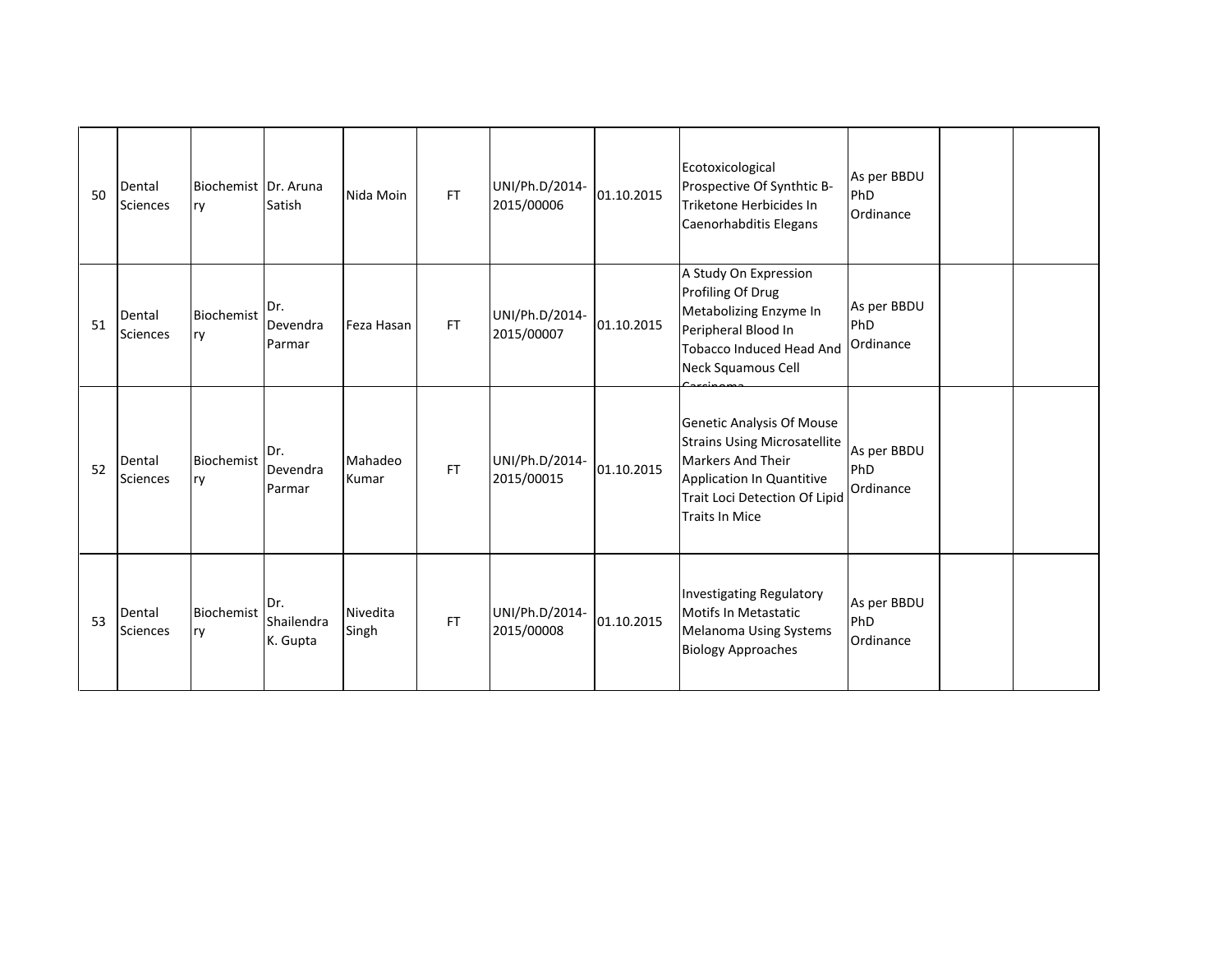| | | | | | | | | | | | |
|---|---|---|---|---|---|---|---|---|---|---|---|
| 50 | Dental Sciences | Biochemistry | Dr. Aruna Satish | Nida Moin | FT | UNI/Ph.D/2014-2015/00006 | 01.10.2015 | Ecotoxicological Prospective Of Synthtic B-Triketone Herbicides In Caenorhabditis Elegans | As per BBDU PhD Ordinance | | |
| 51 | Dental Sciences | Biochemistry | Dr. Devendra Parmar | Feza Hasan | FT | UNI/Ph.D/2014-2015/00007 | 01.10.2015 | A Study On Expression Profiling Of Drug Metabolizing Enzyme In Peripheral Blood In Tobacco Induced Head And Neck Squamous Cell Carcinoma | As per BBDU PhD Ordinance | | |
| 52 | Dental Sciences | Biochemistry | Dr. Devendra Parmar | Mahadeo Kumar | FT | UNI/Ph.D/2014-2015/00015 | 01.10.2015 | Genetic Analysis Of Mouse Strains Using Microsatellite Markers And Their Application In Quantitive Trait Loci Detection Of Lipid Traits In Mice | As per BBDU PhD Ordinance | | |
| 53 | Dental Sciences | Biochemistry | Dr. Shailendra K. Gupta | Nivedita Singh | FT | UNI/Ph.D/2014-2015/00008 | 01.10.2015 | Investigating Regulatory Motifs In Metastatic Melanoma Using Systems Biology Approaches | As per BBDU PhD Ordinance | | |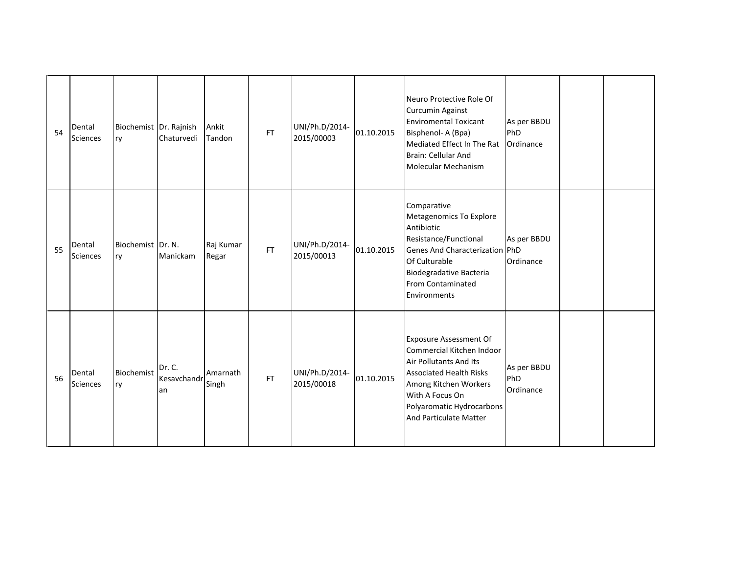| | | | | | | | | | | | |
|---|---|---|---|---|---|---|---|---|---|---|---|
| 54 | Dental Sciences | Biochemistry | Dr. Rajnish Chaturvedi | Ankit Tandon | FT | UNI/Ph.D/2014-2015/00003 | 01.10.2015 | Neuro Protective Role Of Curcumin Against Enviromental Toxicant Bisphenol- A (Bpa) Mediated Effect In The Rat Brain: Cellular And Molecular Mechanism | As per BBDU PhD Ordinance | | |
| 55 | Dental Sciences | Biochemistry | Dr. N. Manickam | Raj Kumar Regar | FT | UNI/Ph.D/2014-2015/00013 | 01.10.2015 | Comparative Metagenomics To Explore Antibiotic Resistance/Functional Genes And Characterization Of Culturable Biodegradative Bacteria From Contaminated Environments | As per BBDU PhD Ordinance | | |
| 56 | Dental Sciences | Biochemistry | Dr. C. Kesavchandran | Amarnath Singh | FT | UNI/Ph.D/2014-2015/00018 | 01.10.2015 | Exposure Assessment Of Commercial Kitchen Indoor Air Pollutants And Its Associated Health Risks Among Kitchen Workers With A Focus On Polyaromatic Hydrocarbons And Particulate Matter | As per BBDU PhD Ordinance | | |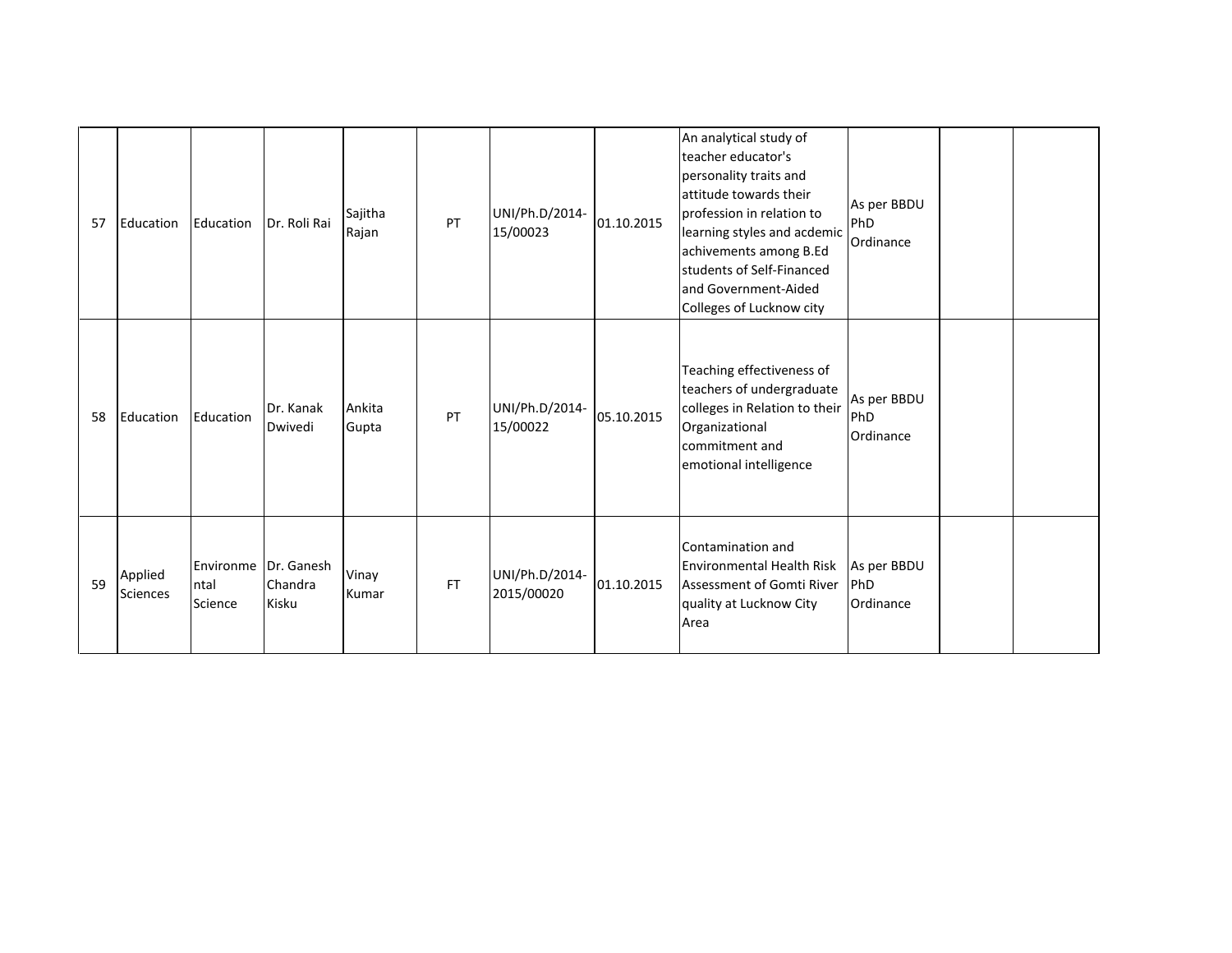| | | | | | | | | | | | |
|---|---|---|---|---|---|---|---|---|---|---|---|
| 57 | Education | Education | Dr. Roli Rai | Sajitha Rajan | PT | UNI/Ph.D/2014-15/00023 | 01.10.2015 | An analytical study of teacher educator's personality traits and attitude towards their profession in relation to learning styles and acdemic achivements among B.Ed students of Self-Financed and Government-Aided Colleges of Lucknow city | As per BBDU PhD Ordinance | | |
| 58 | Education | Education | Dr. Kanak Dwivedi | Ankita Gupta | PT | UNI/Ph.D/2014-15/00022 | 05.10.2015 | Teaching effectiveness of teachers of undergraduate colleges in Relation to their Organizational commitment and emotional intelligence | As per BBDU PhD Ordinance | | |
| 59 | Applied Sciences | Environmental Science | Dr. Ganesh Chandra Kisku | Vinay Kumar | FT | UNI/Ph.D/2014-2015/00020 | 01.10.2015 | Contamination and Environmental Health Risk Assessment of Gomti River quality at Lucknow City Area | As per BBDU PhD Ordinance | | |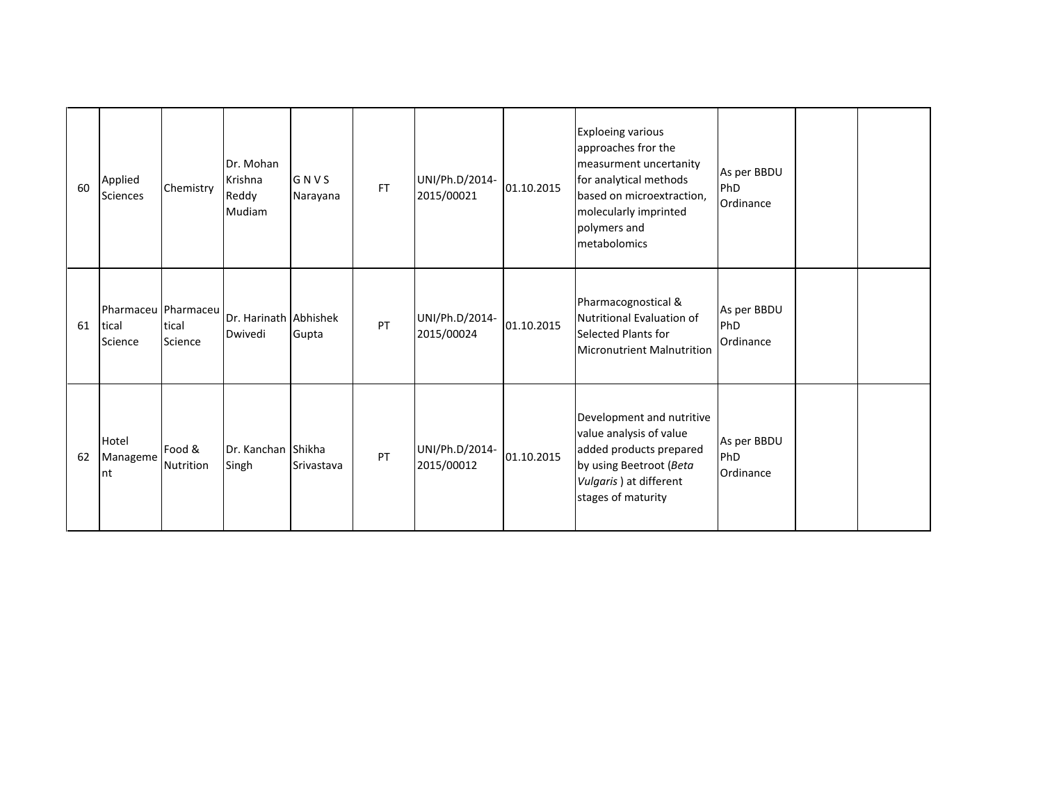| | | | | | | | | | | | |
|---|---|---|---|---|---|---|---|---|---|---|---|
| 60 | Applied Sciences | Chemistry | Dr. Mohan Krishna Reddy Mudiam | G N V S Narayana | FT | UNI/Ph.D/2014-2015/00021 | 01.10.2015 | Exploeing various approaches fror the measurment uncertanity for analytical methods based on microextraction, molecularly imprinted polymers and metabolomics | As per BBDU PhD Ordinance | | |
| 61 | Pharmaceutical Science | Pharmaceutical Science | Dr. Harinath Dwivedi | Abhishek Gupta | PT | UNI/Ph.D/2014-2015/00024 | 01.10.2015 | Pharmacognostical & Nutritional Evaluation of Selected Plants for Micronutrient Malnutrition | As per BBDU PhD Ordinance | | |
| 62 | Hotel Management | Food & Nutrition | Dr. Kanchan Singh | Shikha Srivastava | PT | UNI/Ph.D/2014-2015/00012 | 01.10.2015 | Development and nutritive value analysis of value added products prepared by using Beetroot (*Beta Vulgaris* ) at different stages of maturity | As per BBDU PhD Ordinance | | |